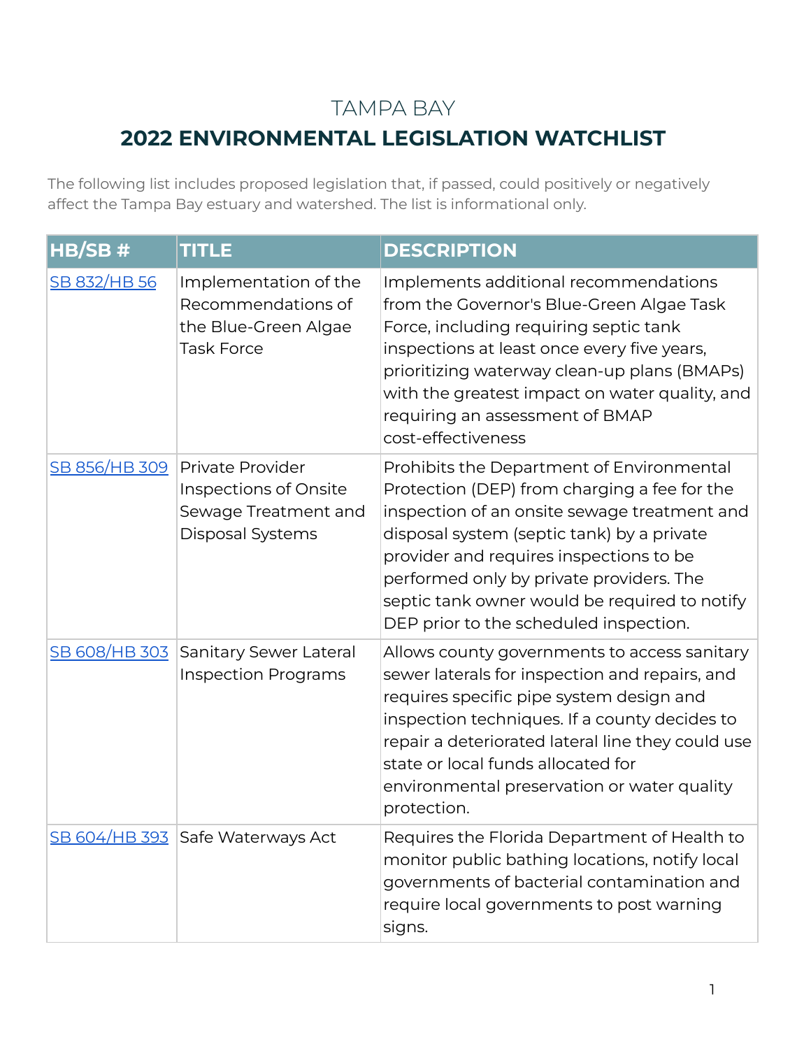# TAMPA BAY

## 2022 ENVIRONMENTAL LEGISLATION WATCHLIST

The following list includes proposed legislation that, if passed, could positively or negatively affect the Tampa Bay estuary and watershed. The list is informational only.

| HB/SB # | TITLE | DESCRIPTION |
|---|---|---|
| SB 832/HB 56 | Implementation of the Recommendations of the Blue-Green Algae Task Force | Implements additional recommendations from the Governor's Blue-Green Algae Task Force, including requiring septic tank inspections at least once every five years, prioritizing waterway clean-up plans (BMAPs) with the greatest impact on water quality, and requiring an assessment of BMAP cost-effectiveness |
| SB 856/HB 309 | Private Provider Inspections of Onsite Sewage Treatment and Disposal Systems | Prohibits the Department of Environmental Protection (DEP) from charging a fee for the inspection of an onsite sewage treatment and disposal system (septic tank) by a private provider and requires inspections to be performed only by private providers. The septic tank owner would be required to notify DEP prior to the scheduled inspection. |
| SB 608/HB 303 | Sanitary Sewer Lateral Inspection Programs | Allows county governments to access sanitary sewer laterals for inspection and repairs, and requires specific pipe system design and inspection techniques. If a county decides to repair a deteriorated lateral line they could use state or local funds allocated for environmental preservation or water quality protection. |
| SB 604/HB 393 | Safe Waterways Act | Requires the Florida Department of Health to monitor public bathing locations, notify local governments of bacterial contamination and require local governments to post warning signs. |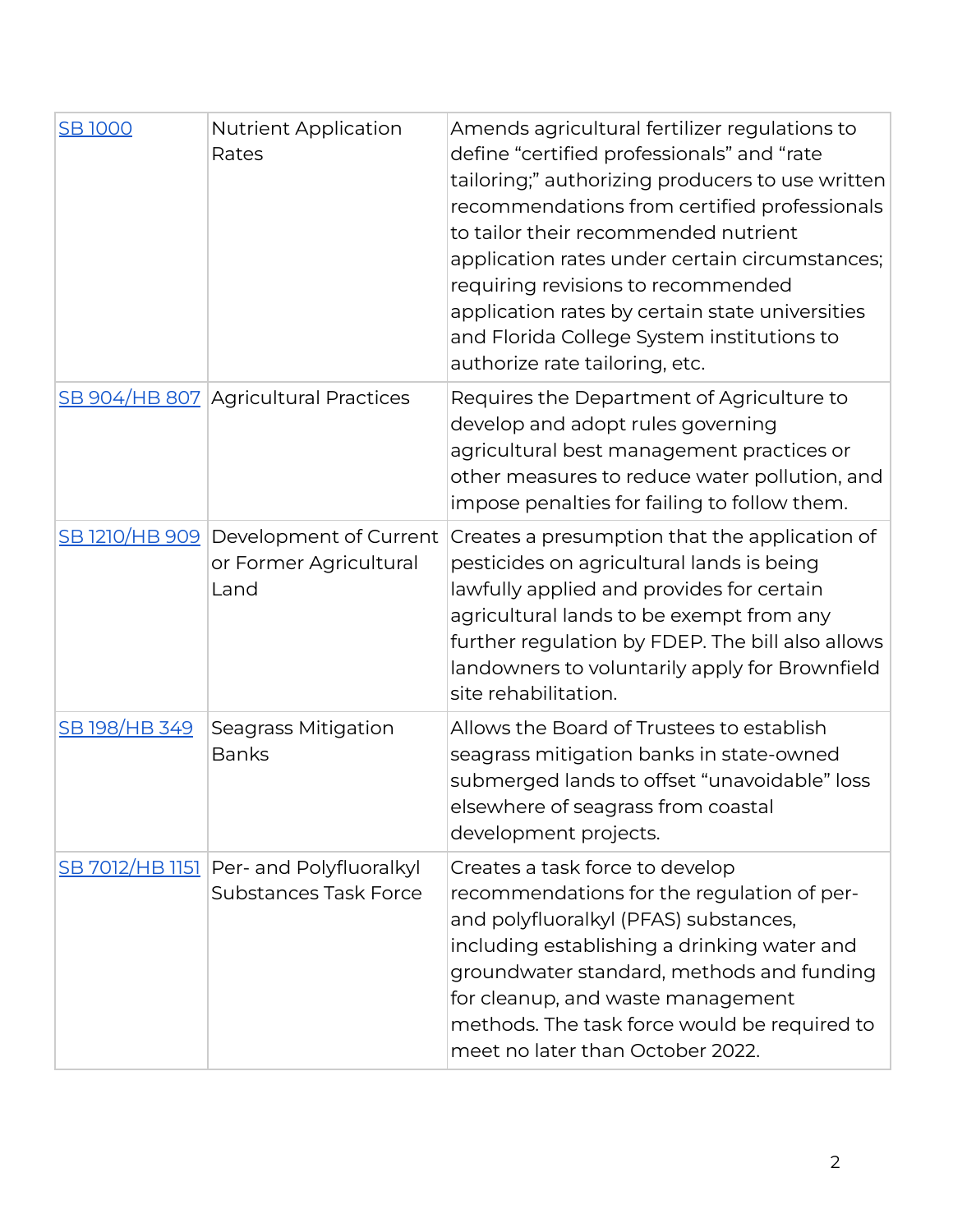| SB 1000 | Nutrient Application Rates | Amends agricultural fertilizer regulations to define “certified professionals” and “rate tailoring;” authorizing producers to use written recommendations from certified professionals to tailor their recommended nutrient application rates under certain circumstances; requiring revisions to recommended application rates by certain state universities and Florida College System institutions to authorize rate tailoring, etc. |
|---|---|---|
| SB 904/HB 807 | Agricultural Practices | Requires the Department of Agriculture to develop and adopt rules governing agricultural best management practices or other measures to reduce water pollution, and impose penalties for failing to follow them. |
| SB 1210/HB 909 | Development of Current or Former Agricultural Land | Creates a presumption that the application of pesticides on agricultural lands is being lawfully applied and provides for certain agricultural lands to be exempt from any further regulation by FDEP. The bill also allows landowners to voluntarily apply for Brownfield site rehabilitation. |
| SB 198/HB 349 | Seagrass Mitigation Banks | Allows the Board of Trustees to establish seagrass mitigation banks in state-owned submerged lands to offset “unavoidable” loss elsewhere of seagrass from coastal development projects. |
| SB 7012/HB 1151 | Per- and Polyfluoralkyl Substances Task Force | Creates a task force to develop recommendations for the regulation of per- and polyfluoralkyl (PFAS) substances, including establishing a drinking water and groundwater standard, methods and funding for cleanup, and waste management methods. The task force would be required to meet no later than October 2022. |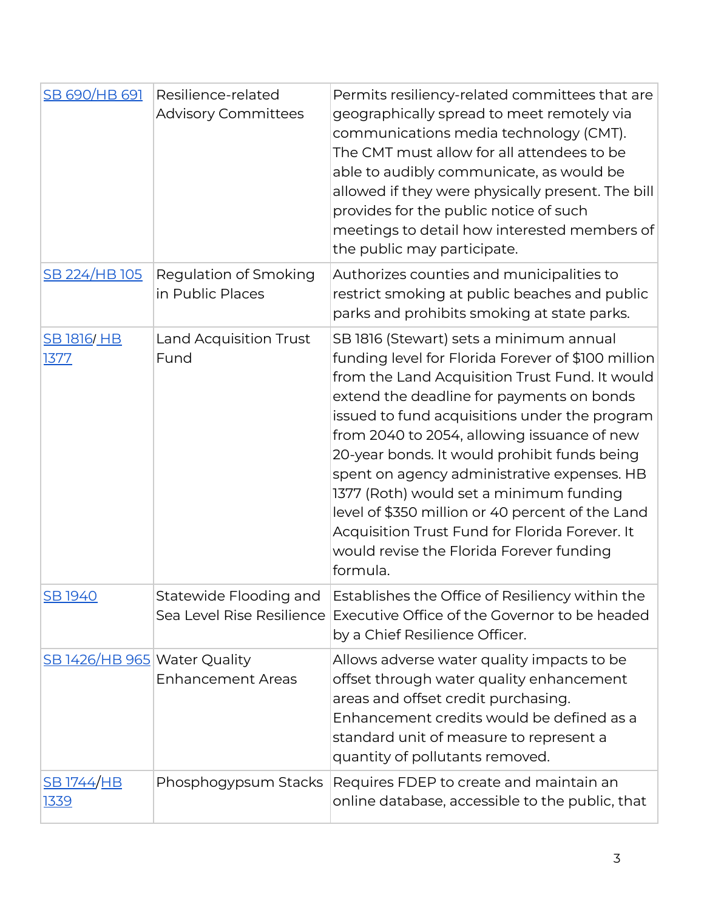| SB 690/HB 691 | Resilience-related Advisory Committees | Permits resiliency-related committees that are geographically spread to meet remotely via communications media technology (CMT). The CMT must allow for all attendees to be able to audibly communicate, as would be allowed if they were physically present. The bill provides for the public notice of such meetings to detail how interested members of the public may participate. |
|---|---|---|
| SB 224/HB 105 | Regulation of Smoking in Public Places | Authorizes counties and municipalities to restrict smoking at public beaches and public parks and prohibits smoking at state parks. |
| SB 1816/ HB 1377 | Land Acquisition Trust Fund | SB 1816 (Stewart) sets a minimum annual funding level for Florida Forever of $100 million from the Land Acquisition Trust Fund. It would extend the deadline for payments on bonds issued to fund acquisitions under the program from 2040 to 2054, allowing issuance of new 20-year bonds. It would prohibit funds being spent on agency administrative expenses. HB 1377 (Roth) would set a minimum funding level of $350 million or 40 percent of the Land Acquisition Trust Fund for Florida Forever. It would revise the Florida Forever funding formula. |
| SB 1940 | Statewide Flooding and Sea Level Rise Resilience | Establishes the Office of Resiliency within the Executive Office of the Governor to be headed by a Chief Resilience Officer. |
| SB 1426/HB 965 | Water Quality Enhancement Areas | Allows adverse water quality impacts to be offset through water quality enhancement areas and offset credit purchasing. Enhancement credits would be defined as a standard unit of measure to represent a quantity of pollutants removed. |
| SB 1744/HB 1339 | Phosphogypsum Stacks | Requires FDEP to create and maintain an online database, accessible to the public, that |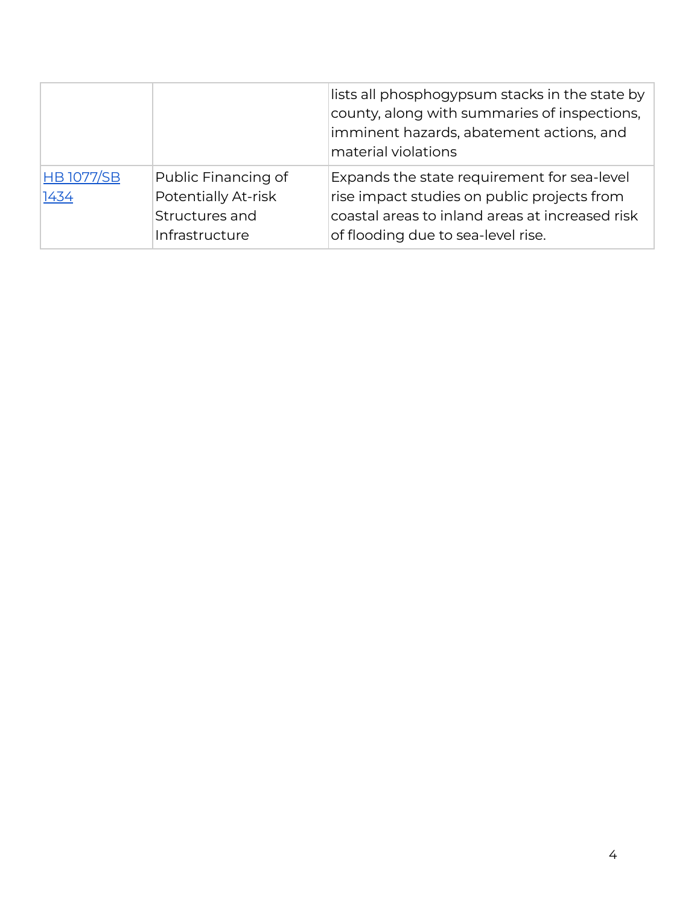| | | |
|---|---|---|
| | | lists all phosphogypsum stacks in the state by county, along with summaries of inspections, imminent hazards, abatement actions, and material violations |
| HB 1077/SB 1434 | Public Financing of Potentially At-risk Structures and Infrastructure | Expands the state requirement for sea-level rise impact studies on public projects from coastal areas to inland areas at increased risk of flooding due to sea-level rise. |